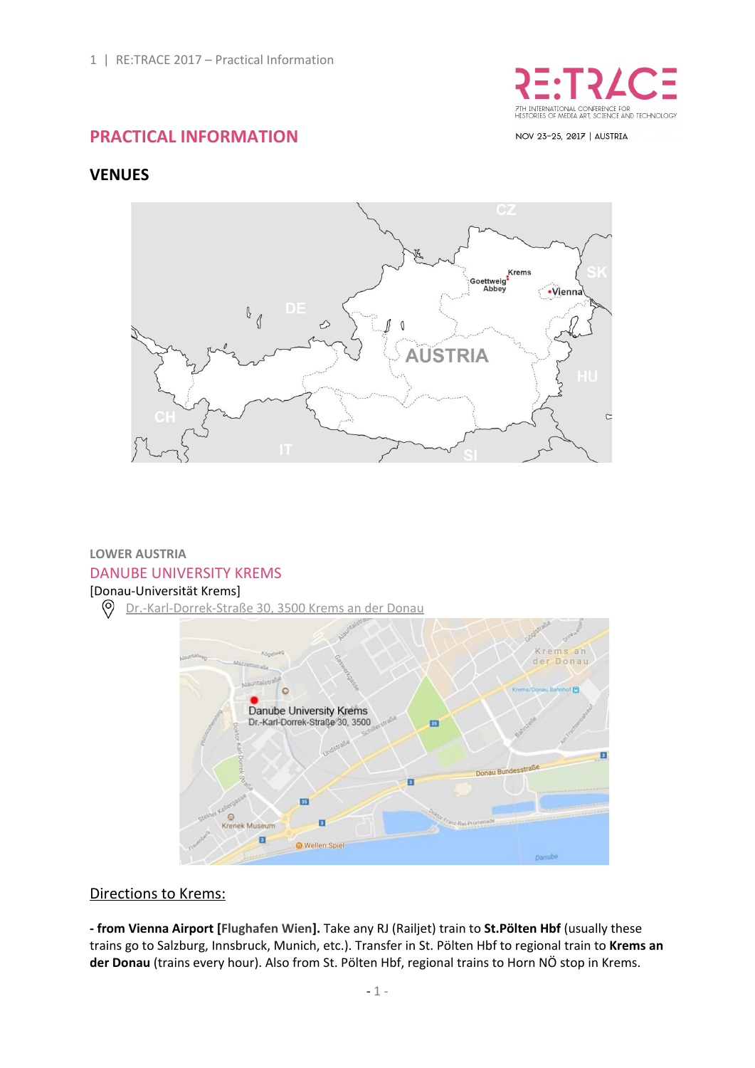# PRACTICAL INFORMATION

## VENUES

LOWER AUSTRIA

### DANUBE UNIVERSITY KREMS

[Donau-Universität Krems]

Dr.-Karl-Dorrek-Straße 30, 3500 Krems an der Donau

## Directions to Krems:

**- from Vienna Airport [Flughafen Wien].** Take any RJ (Railjet) train to **St.Pölten Hbf** (usually these trains go to Salzburg, Innsbruck, Munich, etc.). Transfer in St. Pölten Hbf to regional train to **Krems an der Donau** (trains every hour). Also from St. Pölten Hbf, regional trains to Horn NÖ stop in Krems.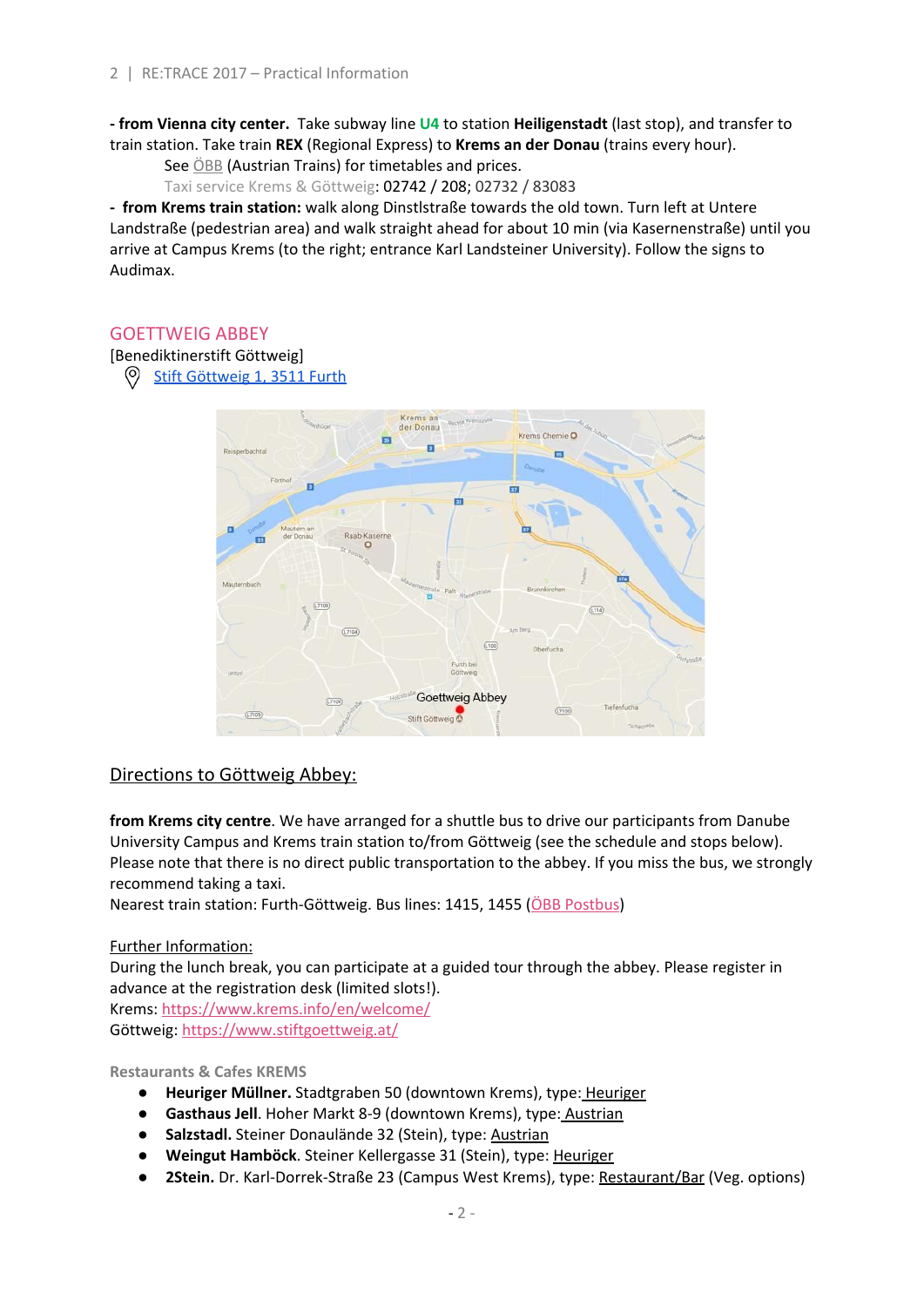**- from Vienna city center.** Take subway line **U4** to station **Heiligenstadt** (last stop), and transfer to train station. Take train **REX** (Regional Express) to **Krems an der Donau** (trains every hour).

See ÖBB (Austrian Trains) for timetables and prices.

Taxi service Krems & Göttweig: 02742 / 208; 02732 / 83083

**- from Krems train station:** walk along Dinstlstraße towards the old town. Turn left at Untere Landstraße (pedestrian area) and walk straight ahead for about 10 min (via Kasernenstraße) until you arrive at Campus Krems (to the right; entrance Karl Landsteiner University). Follow the signs to Audimax.

## GOETTWEIG ABBEY

[Benediktinerstift Göttweig]

Stift Göttweig 1, 3511 Furth

### Directions to Göttweig Abbey:

**from Krems city centre**. We have arranged for a shuttle bus to drive our participants from Danube University Campus and Krems train station to/from Göttweig (see the schedule and stops below). Please note that there is no direct public transportation to the abbey. If you miss the bus, we strongly recommend taking a taxi.

Nearest train station: Furth-Göttweig. Bus lines: 1415, 1455 (ÖBB Postbus)

Further Information:

During the lunch break, you can participate at a guided tour through the abbey. Please register in advance at the registration desk (limited slots!).

Krems: https://www.krems.info/en/welcome/

Göttweig: https://www.stiftgoettweig.at/

**Restaurants & Cafes KREMS**

- **Heuriger Müllner.** Stadtgraben 50 (downtown Krems), type: Heuriger
- **Gasthaus Jell**. Hoher Markt 8-9 (downtown Krems), type: Austrian
- **Salzstadl.** Steiner Donaulände 32 (Stein), type: Austrian
- **Weingut Hamböck**. Steiner Kellergasse 31 (Stein), type: Heuriger
- **2Stein.** Dr. Karl-Dorrek-Straße 23 (Campus West Krems), type: Restaurant/Bar (Veg. options)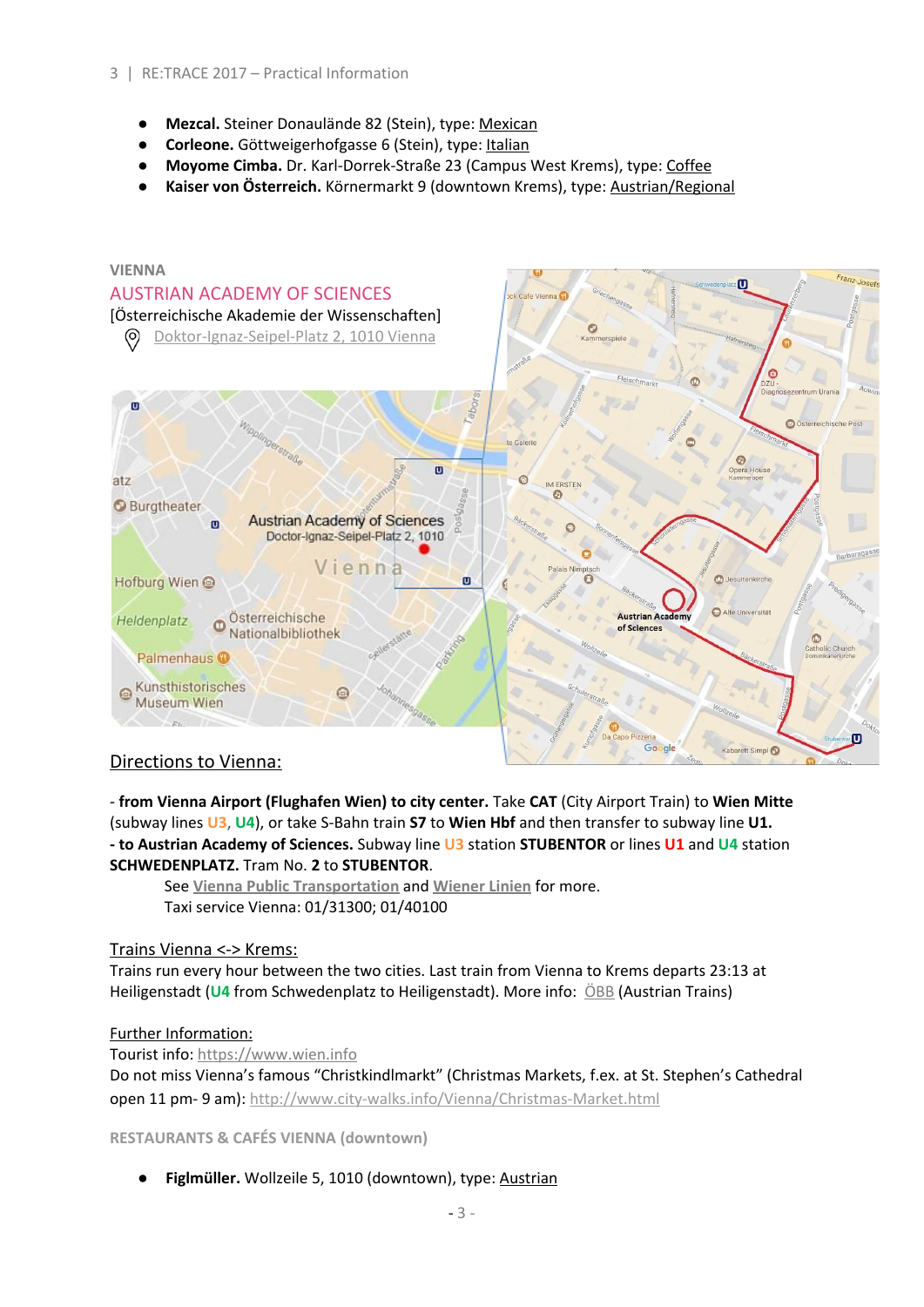- **Mezcal.** Steiner Donaulände 82 (Stein), type: Mexican
- **Corleone.** Göttweigerhofgasse 6 (Stein), type: Italian
- **Moyome Cimba.** Dr. Karl-Dorrek-Straße 23 (Campus West Krems), type: Coffee
- **Kaiser von Österreich.** Körnermarkt 9 (downtown Krems), type: Austrian/Regional

## VIENNA

### AUSTRIAN ACADEMY OF SCIENCES

[Österreichische Akademie der Wissenschaften]

Doktor-Ignaz-Seipel-Platz 2, 1010 Vienna

### Directions to Vienna:

- **from Vienna Airport (Flughafen Wien) to city center.** Take **CAT** (City Airport Train) to **Wien Mitte** (subway lines U3, U4), or take S-Bahn train **S7** to **Wien Hbf** and then transfer to subway line **U1.**

**- to Austrian Academy of Sciences.** Subway line U3 station **STUBENTOR** or lines **U1** and **U4** station **SCHWEDENPLATZ.** Tram No. **2** to **STUBENTOR**.

See Vienna Public Transportation and Wiener Linien for more.

Taxi service Vienna: 01/31300; 01/40100

### Trains Vienna <-> Krems:

Trains run every hour between the two cities. Last train from Vienna to Krems departs 23:13 at Heiligenstadt (**U4** from Schwedenplatz to Heiligenstadt). More info: ÖBB (Austrian Trains)

### Further Information:

Tourist info: https://www.wien.info

Do not miss Vienna's famous "Christkindlmarkt" (Christmas Markets, f.ex. at St. Stephen's Cathedral open 11 pm- 9 am): http://www.city-walks.info/Vienna/Christmas-Market.html

## RESTAURANTS & CAFÉS VIENNA (downtown)

- **Figlmüller.** Wollzeile 5, 1010 (downtown), type: Austrian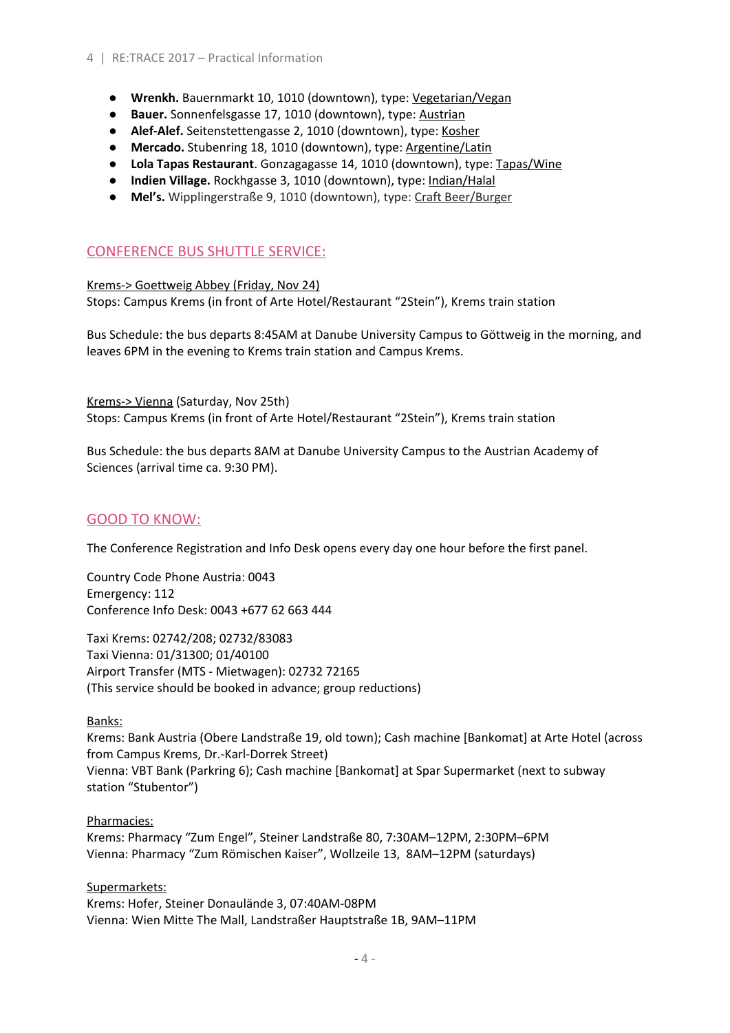- **Wrenkh.** Bauernmarkt 10, 1010 (downtown), type: Vegetarian/Vegan
- **Bauer.** Sonnenfelsgasse 17, 1010 (downtown), type: Austrian
- **Alef-Alef.** Seitenstettengasse 2, 1010 (downtown), type: Kosher
- **Mercado.** Stubenring 18, 1010 (downtown), type: Argentine/Latin
- **Lola Tapas Restaurant**. Gonzagagasse 14, 1010 (downtown), type: Tapas/Wine
- **Indien Village.** Rockhgasse 3, 1010 (downtown), type: Indian/Halal
- **Mel's.** Wipplingerstraße 9, 1010 (downtown), type: Craft Beer/Burger

## CONFERENCE BUS SHUTTLE SERVICE:

Krems-> Goettweig Abbey (Friday, Nov 24)
Stops: Campus Krems (in front of Arte Hotel/Restaurant "2Stein"), Krems train station

Bus Schedule: the bus departs 8:45AM at Danube University Campus to Göttweig in the morning, and leaves 6PM in the evening to Krems train station and Campus Krems.

Krems-> Vienna (Saturday, Nov 25th)
Stops: Campus Krems (in front of Arte Hotel/Restaurant "2Stein"), Krems train station

Bus Schedule: the bus departs 8AM at Danube University Campus to the Austrian Academy of Sciences (arrival time ca. 9:30 PM).

## GOOD TO KNOW:

The Conference Registration and Info Desk opens every day one hour before the first panel.

Country Code Phone Austria: 0043
Emergency: 112
Conference Info Desk: 0043 +677 62 663 444

Taxi Krems: 02742/208; 02732/83083
Taxi Vienna: 01/31300; 01/40100
Airport Transfer (MTS - Mietwagen): 02732 72165
(This service should be booked in advance; group reductions)

Banks:
Krems: Bank Austria (Obere Landstraße 19, old town); Cash machine [Bankomat] at Arte Hotel (across from Campus Krems, Dr.-Karl-Dorrek Street)
Vienna: VBT Bank (Parkring 6); Cash machine [Bankomat] at Spar Supermarket (next to subway station "Stubentor")

Pharmacies:
Krems: Pharmacy "Zum Engel", Steiner Landstraße 80, 7:30AM–12PM, 2:30PM–6PM
Vienna: Pharmacy "Zum Römischen Kaiser", Wollzeile 13, 8AM–12PM (saturdays)

Supermarkets:
Krems: Hofer, Steiner Donaulände 3, 07:40AM-08PM
Vienna: Wien Mitte The Mall, Landstraßer Hauptstraße 1B, 9AM–11PM